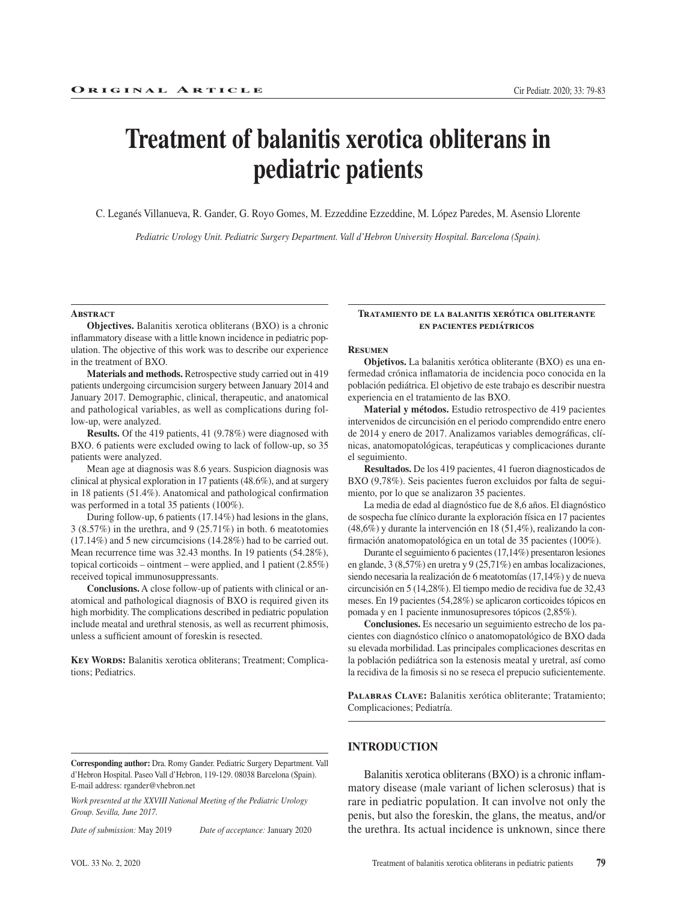Original Article

# Treatment of balanitis xerotica obliterans in pediatric patients

C. Leganés Villanueva, R. Gander, G. Royo Gomes, M. Ezzeddine Ezzeddine, M. López Paredes, M. Asensio Llorente

*Pediatric Urology Unit. Pediatric Surgery Department. Vall d'Hebron University Hospital. Barcelona (Spain).*

## Abstract

**Objectives.** Balanitis xerotica obliterans (BXO) is a chronic inflammatory disease with a little known incidence in pediatric population. The objective of this work was to describe our experience in the treatment of BXO.

**Materials and methods.** Retrospective study carried out in 419 patients undergoing circumcision surgery between January 2014 and January 2017. Demographic, clinical, therapeutic, and anatomical and pathological variables, as well as complications during follow-up, were analyzed.

**Results.** Of the 419 patients, 41 (9.78%) were diagnosed with BXO. 6 patients were excluded owing to lack of follow-up, so 35 patients were analyzed.

Mean age at diagnosis was 8.6 years. Suspicion diagnosis was clinical at physical exploration in 17 patients (48.6%), and at surgery in 18 patients (51.4%). Anatomical and pathological confirmation was performed in a total 35 patients (100%).

During follow-up, 6 patients (17.14%) had lesions in the glans, 3 (8.57%) in the urethra, and 9 (25.71%) in both. 6 meatotomies (17.14%) and 5 new circumcisions (14.28%) had to be carried out. Mean recurrence time was 32.43 months. In 19 patients (54.28%), topical corticoids – ointment – were applied, and 1 patient (2.85%) received topical immunosuppressants.

**Conclusions.** A close follow-up of patients with clinical or anatomical and pathological diagnosis of BXO is required given its high morbidity. The complications described in pediatric population include meatal and urethral stenosis, as well as recurrent phimosis, unless a sufficient amount of foreskin is resected.

**Key Words:** Balanitis xerotica obliterans; Treatment; Complications; Pediatrics.

## Tratamiento de la balanitis xerótica obliterante en pacientes pediátricos

## Resumen

**Objetivos.** La balanitis xerótica obliterante (BXO) es una enfermedad crónica inflamatoria de incidencia poco conocida en la población pediátrica. El objetivo de este trabajo es describir nuestra experiencia en el tratamiento de las BXO.

**Material y métodos.** Estudio retrospectivo de 419 pacientes intervenidos de circuncisión en el periodo comprendido entre enero de 2014 y enero de 2017. Analizamos variables demográficas, clínicas, anatomopatológicas, terapéuticas y complicaciones durante el seguimiento.

**Resultados.** De los 419 pacientes, 41 fueron diagnosticados de BXO (9,78%). Seis pacientes fueron excluidos por falta de seguimiento, por lo que se analizaron 35 pacientes.

La media de edad al diagnóstico fue de 8,6 años. El diagnóstico de sospecha fue clínico durante la exploración física en 17 pacientes (48,6%) y durante la intervención en 18 (51,4%), realizando la confirmación anatomopatológica en un total de 35 pacientes (100%).

Durante el seguimiento 6 pacientes (17,14%) presentaron lesiones en glande, 3 (8,57%) en uretra y 9 (25,71%) en ambas localizaciones, siendo necesaria la realización de 6 meatotomías (17,14%) y de nueva circuncisión en 5 (14,28%). El tiempo medio de recidiva fue de 32,43 meses. En 19 pacientes (54,28%) se aplicaron corticoides tópicos en pomada y en 1 paciente inmunosupresores tópicos (2,85%).

**Conclusiones.** Es necesario un seguimiento estrecho de los pacientes con diagnóstico clínico o anatomopatológico de BXO dada su elevada morbilidad. Las principales complicaciones descritas en la población pediátrica son la estenosis meatal y uretral, así como la recidiva de la fimosis si no se reseca el prepucio suficientemente.

**Palabras Clave:** Balanitis xerótica obliterante; Tratamiento; Complicaciones; Pediatría.

## INTRODUCTION

Balanitis xerotica obliterans (BXO) is a chronic inflammatory disease (male variant of lichen sclerosus) that is rare in pediatric population. It can involve not only the penis, but also the foreskin, the glans, the meatus, and/or the urethra. Its actual incidence is unknown, since there

**Corresponding author:** Dra. Romy Gander. Pediatric Surgery Department. Vall d'Hebron Hospital. Paseo Vall d'Hebron, 119-129. 08038 Barcelona (Spain). E-mail address: rgander@vhebron.net

*Work presented at the XXVIII National Meeting of the Pediatric Urology Group. Sevilla, June 2017.*

*Date of submission:* May 2019 *Date of acceptance:* January 2020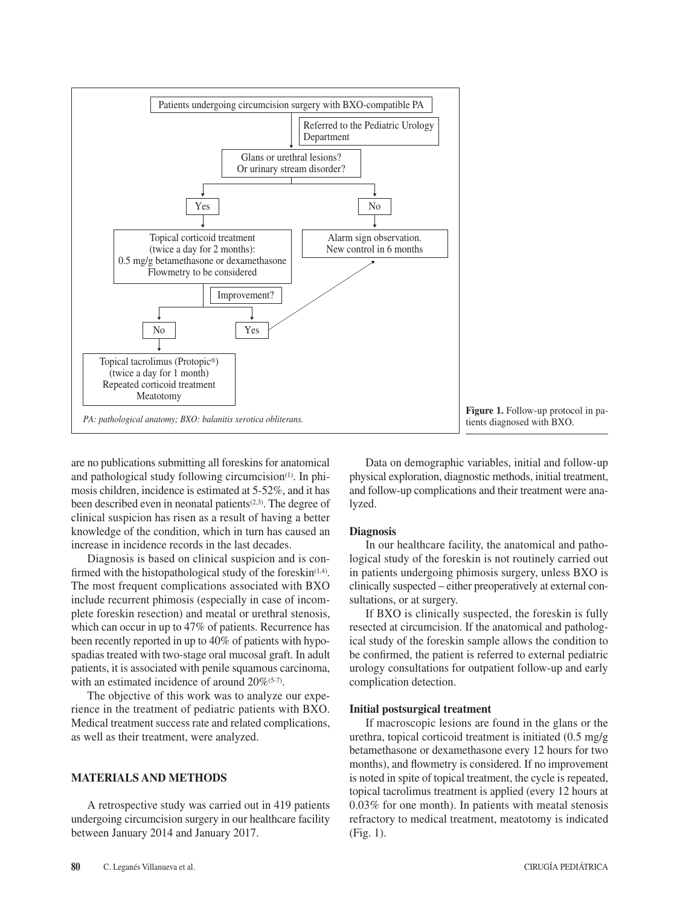Patients undergoing circumcision surgery with BXO-compatible PA

Referred to the Pediatric Urology Department

Glans or urethral lesions? Or urinary stream disorder?

Yes → Topical corticoid treatment (twice a day for 2 months): 0.5 mg/g betamethasone or dexamethasone. Flowmetry to be considered

No → Alarm sign observation. New control in 6 months

Improvement?

No → Topical tacrolimus (Protopic®) (twice a day for 1 month). Repeated corticoid treatment. Meatotomy

Yes → Alarm sign observation. New control in 6 months

*PA: pathological anatomy; BXO: balanitis xerotica obliterans.*

**Figure 1.** Follow-up protocol in patients diagnosed with BXO.

are no publications submitting all foreskins for anatomical and pathological study following circumcision[1]. In phimosis children, incidence is estimated at 5-52%, and it has been described even in neonatal patients[2,3]. The degree of clinical suspicion has risen as a result of having a better knowledge of the condition, which in turn has caused an increase in incidence records in the last decades.

Diagnosis is based on clinical suspicion and is confirmed with the histopathological study of the foreskin[1,4]. The most frequent complications associated with BXO include recurrent phimosis (especially in case of incomplete foreskin resection) and meatal or urethral stenosis, which can occur in up to 47% of patients. Recurrence has been recently reported in up to 40% of patients with hypospadias treated with two-stage oral mucosal graft. In adult patients, it is associated with penile squamous carcinoma, with an estimated incidence of around 20%[5-7].

The objective of this work was to analyze our experience in the treatment of pediatric patients with BXO. Medical treatment success rate and related complications, as well as their treatment, were analyzed.

## MATERIALS AND METHODS

A retrospective study was carried out in 419 patients undergoing circumcision surgery in our healthcare facility between January 2014 and January 2017.

Data on demographic variables, initial and follow-up physical exploration, diagnostic methods, initial treatment, and follow-up complications and their treatment were analyzed.

### Diagnosis

In our healthcare facility, the anatomical and pathological study of the foreskin is not routinely carried out in patients undergoing phimosis surgery, unless BXO is clinically suspected – either preoperatively at external consultations, or at surgery.

If BXO is clinically suspected, the foreskin is fully resected at circumcision. If the anatomical and pathological study of the foreskin sample allows the condition to be confirmed, the patient is referred to external pediatric urology consultations for outpatient follow-up and early complication detection.

### Initial postsurgical treatment

If macroscopic lesions are found in the glans or the urethra, topical corticoid treatment is initiated (0.5 mg/g betamethasone or dexamethasone every 12 hours for two months), and flowmetry is considered. If no improvement is noted in spite of topical treatment, the cycle is repeated, topical tacrolimus treatment is applied (every 12 hours at 0.03% for one month). In patients with meatal stenosis refractory to medical treatment, meatotomy is indicated (Fig. 1).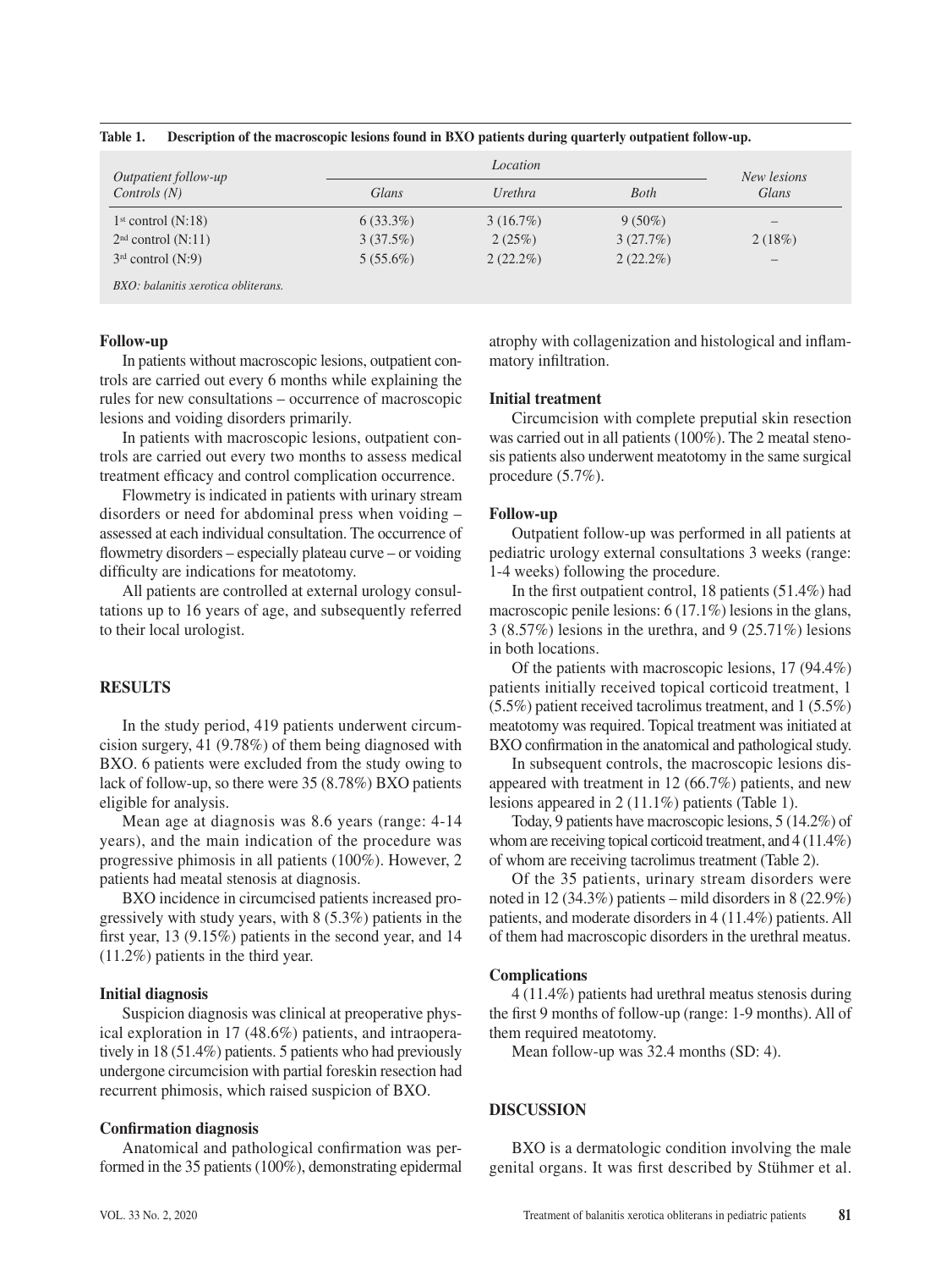**Table 1. Description of the macroscopic lesions found in BXO patients during quarterly outpatient follow-up.**

| *Outpatient follow-up Controls (N)* | *Location* | | | *New lesions Glans* |
|---|---|---|---|---|
| | *Glans* | *Urethra* | *Both* | |
| 1st control (N:18) | 6 (33.3%) | 3 (16.7%) | 9 (50%) | – |
| 2nd control (N:11) | 3 (37.5%) | 2 (25%) | 3 (27.7%) | 2 (18%) |
| 3rd control (N:9) | 5 (55.6%) | 2 (22.2%) | 2 (22.2%) | – |

*BXO: balanitis xerotica obliterans.*

### Follow-up

In patients without macroscopic lesions, outpatient controls are carried out every 6 months while explaining the rules for new consultations – occurrence of macroscopic lesions and voiding disorders primarily.

In patients with macroscopic lesions, outpatient controls are carried out every two months to assess medical treatment efficacy and control complication occurrence.

Flowmetry is indicated in patients with urinary stream disorders or need for abdominal press when voiding – assessed at each individual consultation. The occurrence of flowmetry disorders – especially plateau curve – or voiding difficulty are indications for meatotomy.

All patients are controlled at external urology consultations up to 16 years of age, and subsequently referred to their local urologist.

## RESULTS

In the study period, 419 patients underwent circumcision surgery, 41 (9.78%) of them being diagnosed with BXO. 6 patients were excluded from the study owing to lack of follow-up, so there were 35 (8.78%) BXO patients eligible for analysis.

Mean age at diagnosis was 8.6 years (range: 4-14 years), and the main indication of the procedure was progressive phimosis in all patients (100%). However, 2 patients had meatal stenosis at diagnosis.

BXO incidence in circumcised patients increased progressively with study years, with 8 (5.3%) patients in the first year, 13 (9.15%) patients in the second year, and 14 (11.2%) patients in the third year.

### Initial diagnosis

Suspicion diagnosis was clinical at preoperative physical exploration in 17 (48.6%) patients, and intraoperatively in 18 (51.4%) patients. 5 patients who had previously undergone circumcision with partial foreskin resection had recurrent phimosis, which raised suspicion of BXO.

### Confirmation diagnosis

Anatomical and pathological confirmation was performed in the 35 patients (100%), demonstrating epidermal atrophy with collagenization and histological and inflammatory infiltration.

### Initial treatment

Circumcision with complete preputial skin resection was carried out in all patients (100%). The 2 meatal stenosis patients also underwent meatotomy in the same surgical procedure (5.7%).

### Follow-up

Outpatient follow-up was performed in all patients at pediatric urology external consultations 3 weeks (range: 1-4 weeks) following the procedure.

In the first outpatient control, 18 patients (51.4%) had macroscopic penile lesions: 6 (17.1%) lesions in the glans, 3 (8.57%) lesions in the urethra, and 9 (25.71%) lesions in both locations.

Of the patients with macroscopic lesions, 17 (94.4%) patients initially received topical corticoid treatment, 1 (5.5%) patient received tacrolimus treatment, and 1 (5.5%) meatotomy was required. Topical treatment was initiated at BXO confirmation in the anatomical and pathological study.

In subsequent controls, the macroscopic lesions disappeared with treatment in 12 (66.7%) patients, and new lesions appeared in 2 (11.1%) patients (Table 1).

Today, 9 patients have macroscopic lesions, 5 (14.2%) of whom are receiving topical corticoid treatment, and 4 (11.4%) of whom are receiving tacrolimus treatment (Table 2).

Of the 35 patients, urinary stream disorders were noted in 12 (34.3%) patients – mild disorders in 8 (22.9%) patients, and moderate disorders in 4 (11.4%) patients. All of them had macroscopic disorders in the urethral meatus.

### Complications

4 (11.4%) patients had urethral meatus stenosis during the first 9 months of follow-up (range: 1-9 months). All of them required meatotomy.

Mean follow-up was 32.4 months (SD: 4).

## DISCUSSION

BXO is a dermatologic condition involving the male genital organs. It was first described by Stühmer et al.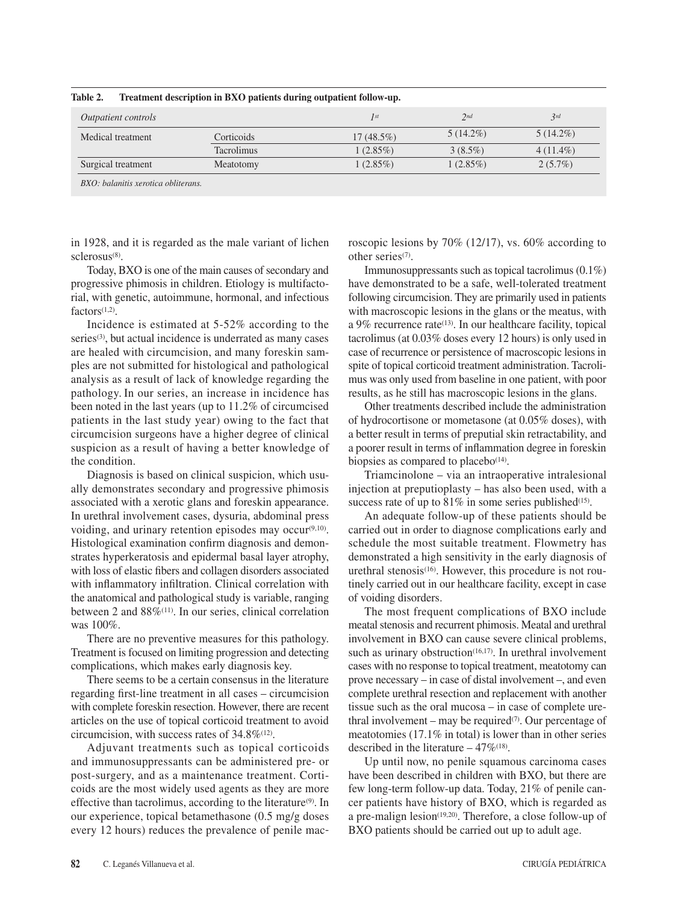**Table 2. Treatment description in BXO patients during outpatient follow-up.**

| *Outpatient controls* | | *1st* | *2nd* | *3rd* |
|---|---|---|---|---|
| Medical treatment | Corticoids | 17 (48.5%) | 5 (14.2%) | 5 (14.2%) |
| | Tacrolimus | 1 (2.85%) | 3 (8.5%) | 4 (11.4%) |
| Surgical treatment | Meatotomy | 1 (2.85%) | 1 (2.85%) | 2 (5.7%) |

*BXO: balanitis xerotica obliterans.*

in 1928, and it is regarded as the male variant of lichen sclerosus[8].

Today, BXO is one of the main causes of secondary and progressive phimosis in children. Etiology is multifactorial, with genetic, autoimmune, hormonal, and infectious factors[1,2].

Incidence is estimated at 5-52% according to the series[3], but actual incidence is underrated as many cases are healed with circumcision, and many foreskin samples are not submitted for histological and pathological analysis as a result of lack of knowledge regarding the pathology. In our series, an increase in incidence has been noted in the last years (up to 11.2% of circumcised patients in the last study year) owing to the fact that circumcision surgeons have a higher degree of clinical suspicion as a result of having a better knowledge of the condition.

Diagnosis is based on clinical suspicion, which usually demonstrates secondary and progressive phimosis associated with a xerotic glans and foreskin appearance. In urethral involvement cases, dysuria, abdominal press voiding, and urinary retention episodes may occur[9,10]. Histological examination confirm diagnosis and demonstrates hyperkeratosis and epidermal basal layer atrophy, with loss of elastic fibers and collagen disorders associated with inflammatory infiltration. Clinical correlation with the anatomical and pathological study is variable, ranging between 2 and 88%[11]. In our series, clinical correlation was 100%.

There are no preventive measures for this pathology. Treatment is focused on limiting progression and detecting complications, which makes early diagnosis key.

There seems to be a certain consensus in the literature regarding first-line treatment in all cases – circumcision with complete foreskin resection. However, there are recent articles on the use of topical corticoid treatment to avoid circumcision, with success rates of 34.8%[12].

Adjuvant treatments such as topical corticoids and immunosuppressants can be administered pre- or post-surgery, and as a maintenance treatment. Corticoids are the most widely used agents as they are more effective than tacrolimus, according to the literature[9]. In our experience, topical betamethasone (0.5 mg/g doses every 12 hours) reduces the prevalence of penile macroscopic lesions by 70% (12/17), vs. 60% according to other series[7].

Immunosuppressants such as topical tacrolimus (0.1%) have demonstrated to be a safe, well-tolerated treatment following circumcision. They are primarily used in patients with macroscopic lesions in the glans or the meatus, with a 9% recurrence rate[13]. In our healthcare facility, topical tacrolimus (at 0.03% doses every 12 hours) is only used in case of recurrence or persistence of macroscopic lesions in spite of topical corticoid treatment administration. Tacrolimus was only used from baseline in one patient, with poor results, as he still has macroscopic lesions in the glans.

Other treatments described include the administration of hydrocortisone or mometasone (at 0.05% doses), with a better result in terms of preputial skin retractability, and a poorer result in terms of inflammation degree in foreskin biopsies as compared to placebo[14].

Triamcinolone – via an intraoperative intralesional injection at preputioplasty – has also been used, with a success rate of up to 81% in some series published[15].

An adequate follow-up of these patients should be carried out in order to diagnose complications early and schedule the most suitable treatment. Flowmetry has demonstrated a high sensitivity in the early diagnosis of urethral stenosis[16]. However, this procedure is not routinely carried out in our healthcare facility, except in case of voiding disorders.

The most frequent complications of BXO include meatal stenosis and recurrent phimosis. Meatal and urethral involvement in BXO can cause severe clinical problems, such as urinary obstruction[16,17]. In urethral involvement cases with no response to topical treatment, meatotomy can prove necessary – in case of distal involvement –, and even complete urethral resection and replacement with another tissue such as the oral mucosa – in case of complete urethral involvement – may be required[7]. Our percentage of meatotomies (17.1% in total) is lower than in other series described in the literature – 47%[18].

Up until now, no penile squamous carcinoma cases have been described in children with BXO, but there are few long-term follow-up data. Today, 21% of penile cancer patients have history of BXO, which is regarded as a pre-malign lesion[19,20]. Therefore, a close follow-up of BXO patients should be carried out up to adult age.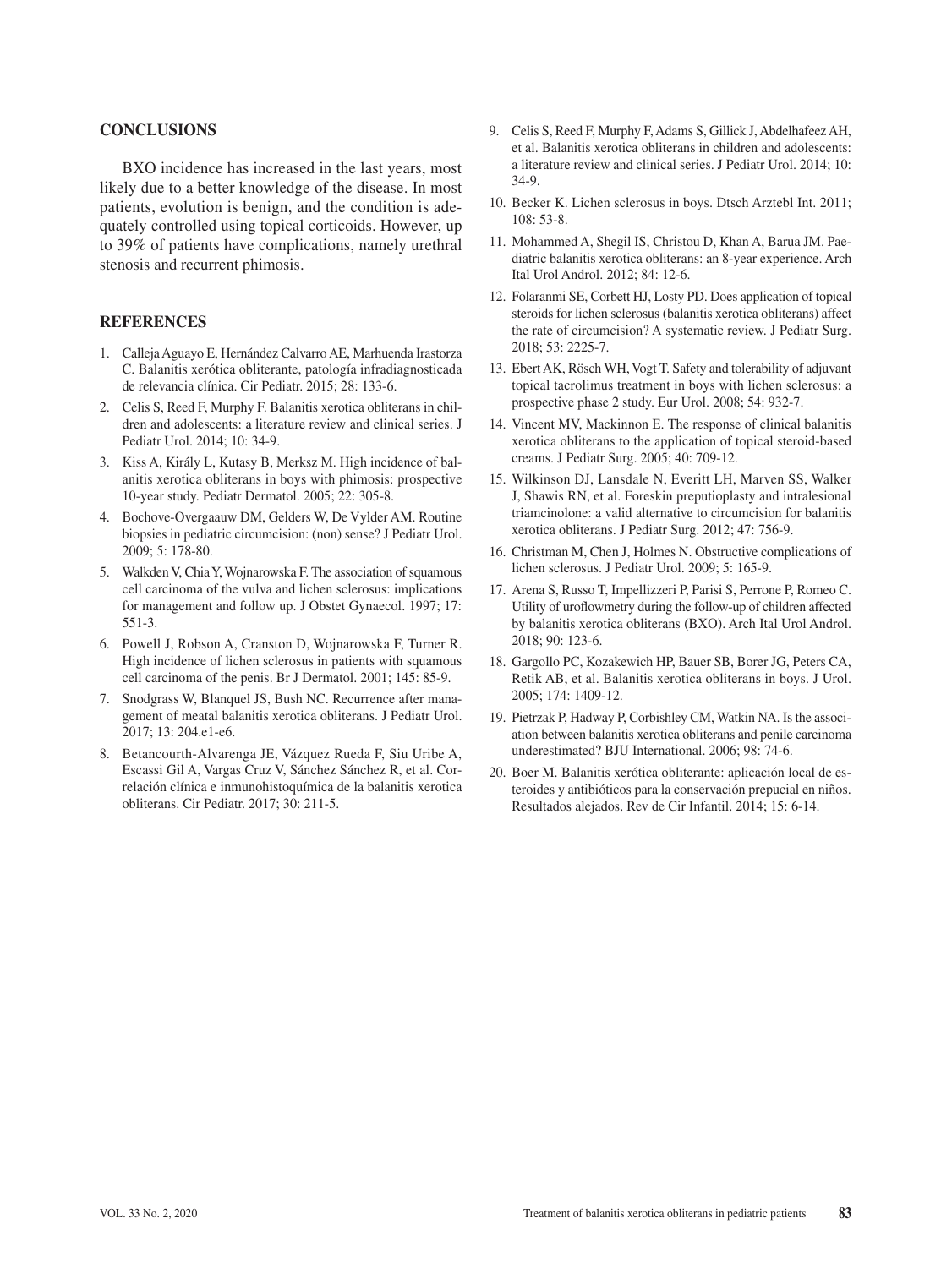## CONCLUSIONS

BXO incidence has increased in the last years, most likely due to a better knowledge of the disease. In most patients, evolution is benign, and the condition is adequately controlled using topical corticoids. However, up to 39% of patients have complications, namely urethral stenosis and recurrent phimosis.

## REFERENCES

1. Calleja Aguayo E, Hernández Calvarro AE, Marhuenda Irastorza C. Balanitis xerótica obliterante, patología infradiagnosticada de relevancia clínica. Cir Pediatr. 2015; 28: 133-6.
2. Celis S, Reed F, Murphy F. Balanitis xerotica obliterans in children and adolescents: a literature review and clinical series. J Pediatr Urol. 2014; 10: 34-9.
3. Kiss A, Király L, Kutasy B, Merksz M. High incidence of balanitis xerotica obliterans in boys with phimosis: prospective 10-year study. Pediatr Dermatol. 2005; 22: 305-8.
4. Bochove-Overgaauw DM, Gelders W, De Vylder AM. Routine biopsies in pediatric circumcision: (non) sense? J Pediatr Urol. 2009; 5: 178-80.
5. Walkden V, Chia Y, Wojnarowska F. The association of squamous cell carcinoma of the vulva and lichen sclerosus: implications for management and follow up. J Obstet Gynaecol. 1997; 17: 551-3.
6. Powell J, Robson A, Cranston D, Wojnarowska F, Turner R. High incidence of lichen sclerosus in patients with squamous cell carcinoma of the penis. Br J Dermatol. 2001; 145: 85-9.
7. Snodgrass W, Blanquel JS, Bush NC. Recurrence after management of meatal balanitis xerotica obliterans. J Pediatr Urol. 2017; 13: 204.e1-e6.
8. Betancourth-Alvarenga JE, Vázquez Rueda F, Siu Uribe A, Escassi Gil A, Vargas Cruz V, Sánchez Sánchez R, et al. Correlación clínica e inmunohistoquímica de la balanitis xerotica obliterans. Cir Pediatr. 2017; 30: 211-5.
9. Celis S, Reed F, Murphy F, Adams S, Gillick J, Abdelhafeez AH, et al. Balanitis xerotica obliterans in children and adolescents: a literature review and clinical series. J Pediatr Urol. 2014; 10: 34-9.
10. Becker K. Lichen sclerosus in boys. Dtsch Arztebl Int. 2011; 108: 53-8.
11. Mohammed A, Shegil IS, Christou D, Khan A, Barua JM. Paediatric balanitis xerotica obliterans: an 8-year experience. Arch Ital Urol Androl. 2012; 84: 12-6.
12. Folaranmi SE, Corbett HJ, Losty PD. Does application of topical steroids for lichen sclerosus (balanitis xerotica obliterans) affect the rate of circumcision? A systematic review. J Pediatr Surg. 2018; 53: 2225-7.
13. Ebert AK, Rösch WH, Vogt T. Safety and tolerability of adjuvant topical tacrolimus treatment in boys with lichen sclerosus: a prospective phase 2 study. Eur Urol. 2008; 54: 932-7.
14. Vincent MV, Mackinnon E. The response of clinical balanitis xerotica obliterans to the application of topical steroid-based creams. J Pediatr Surg. 2005; 40: 709-12.
15. Wilkinson DJ, Lansdale N, Everitt LH, Marven SS, Walker J, Shawis RN, et al. Foreskin preputioplasty and intralesional triamcinolone: a valid alternative to circumcision for balanitis xerotica obliterans. J Pediatr Surg. 2012; 47: 756-9.
16. Christman M, Chen J, Holmes N. Obstructive complications of lichen sclerosus. J Pediatr Urol. 2009; 5: 165-9.
17. Arena S, Russo T, Impellizzeri P, Parisi S, Perrone P, Romeo C. Utility of uroflowmetry during the follow-up of children affected by balanitis xerotica obliterans (BXO). Arch Ital Urol Androl. 2018; 90: 123-6.
18. Gargollo PC, Kozakewich HP, Bauer SB, Borer JG, Peters CA, Retik AB, et al. Balanitis xerotica obliterans in boys. J Urol. 2005; 174: 1409-12.
19. Pietrzak P, Hadway P, Corbishley CM, Watkin NA. Is the association between balanitis xerotica obliterans and penile carcinoma underestimated? BJU International. 2006; 98: 74-6.
20. Boer M. Balanitis xerótica obliterante: aplicación local de esteroides y antibióticos para la conservación prepucial en niños. Resultados alejados. Rev de Cir Infantil. 2014; 15: 6-14.